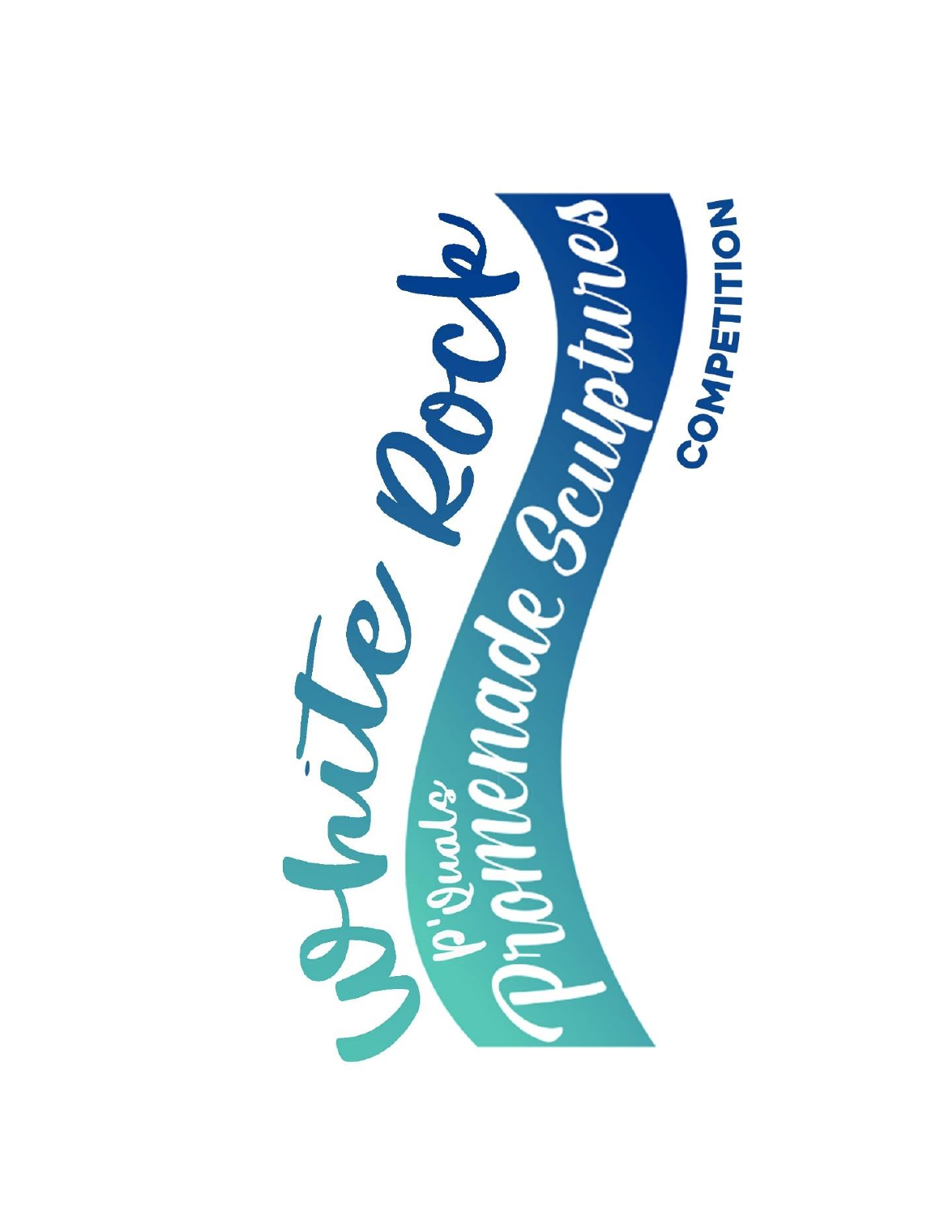# White Rock

## p'Quals Promenade Sculptures

### COMPETITION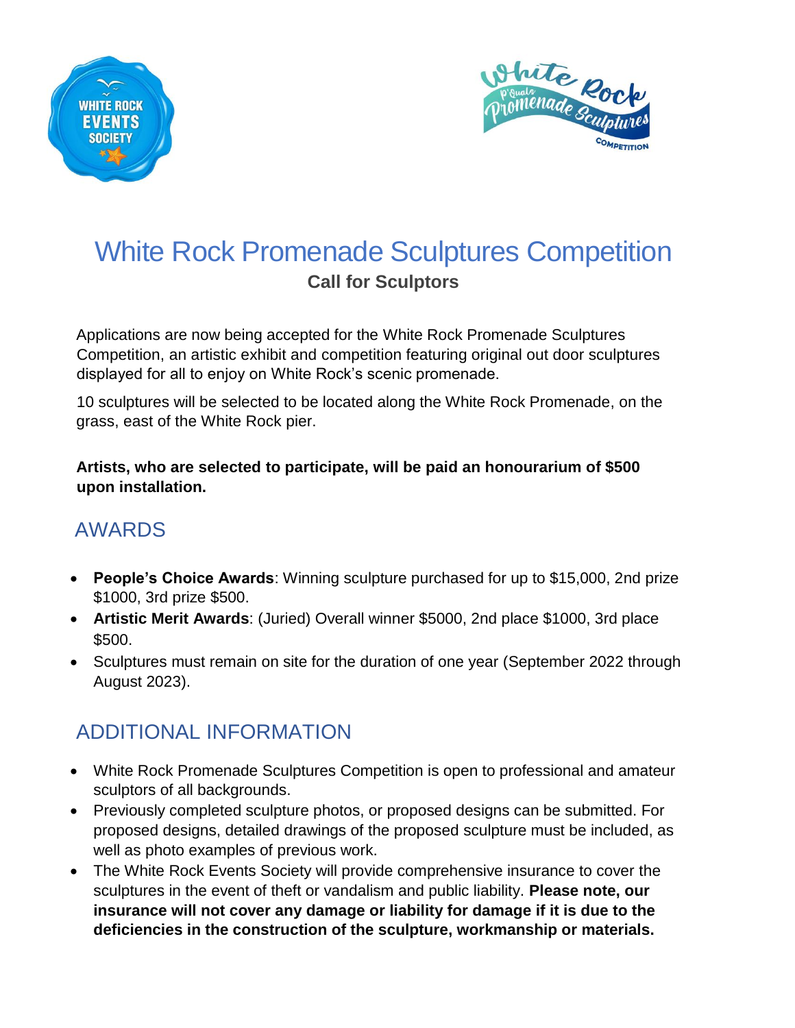# White Rock Promenade Sculptures Competition

**Call for Sculptors**

Applications are now being accepted for the White Rock Promenade Sculptures Competition, an artistic exhibit and competition featuring original out door sculptures displayed for all to enjoy on White Rock's scenic promenade.

10 sculptures will be selected to be located along the White Rock Promenade, on the grass, east of the White Rock pier.

**Artists, who are selected to participate, will be paid an honourarium of $500 upon installation.**

## AWARDS

- **People's Choice Awards**: Winning sculpture purchased for up to $15,000, 2nd prize $1000, 3rd prize $500.
- **Artistic Merit Awards**: (Juried) Overall winner $5000, 2nd place $1000, 3rd place $500.
- Sculptures must remain on site for the duration of one year (September 2022 through August 2023).

## ADDITIONAL INFORMATION

- White Rock Promenade Sculptures Competition is open to professional and amateur sculptors of all backgrounds.
- Previously completed sculpture photos, or proposed designs can be submitted. For proposed designs, detailed drawings of the proposed sculpture must be included, as well as photo examples of previous work.
- The White Rock Events Society will provide comprehensive insurance to cover the sculptures in the event of theft or vandalism and public liability. **Please note, our insurance will not cover any damage or liability for damage if it is due to the deficiencies in the construction of the sculpture, workmanship or materials.**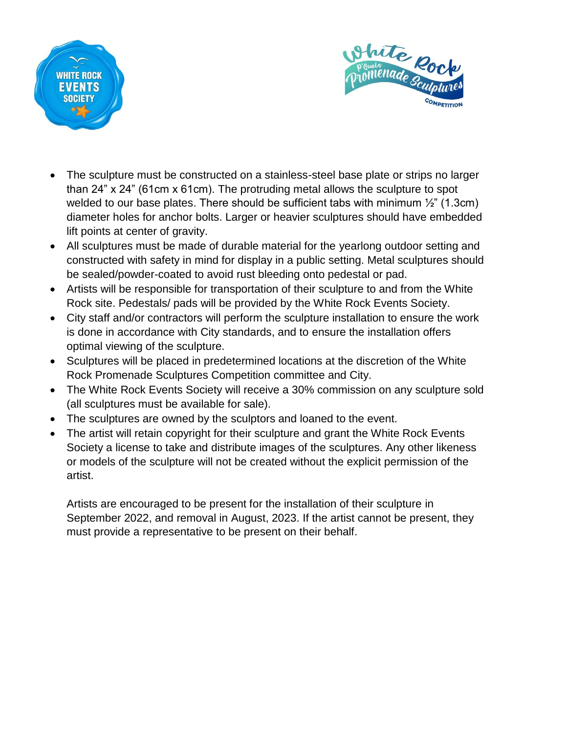- The sculpture must be constructed on a stainless-steel base plate or strips no larger than 24" x 24" (61cm x 61cm). The protruding metal allows the sculpture to spot welded to our base plates. There should be sufficient tabs with minimum ½" (1.3cm) diameter holes for anchor bolts. Larger or heavier sculptures should have embedded lift points at center of gravity.
- All sculptures must be made of durable material for the yearlong outdoor setting and constructed with safety in mind for display in a public setting. Metal sculptures should be sealed/powder-coated to avoid rust bleeding onto pedestal or pad.
- Artists will be responsible for transportation of their sculpture to and from the White Rock site. Pedestals/ pads will be provided by the White Rock Events Society.
- City staff and/or contractors will perform the sculpture installation to ensure the work is done in accordance with City standards, and to ensure the installation offers optimal viewing of the sculpture.
- Sculptures will be placed in predetermined locations at the discretion of the White Rock Promenade Sculptures Competition committee and City.
- The White Rock Events Society will receive a 30% commission on any sculpture sold (all sculptures must be available for sale).
- The sculptures are owned by the sculptors and loaned to the event.
- The artist will retain copyright for their sculpture and grant the White Rock Events Society a license to take and distribute images of the sculptures. Any other likeness or models of the sculpture will not be created without the explicit permission of the artist.

Artists are encouraged to be present for the installation of their sculpture in September 2022, and removal in August, 2023. If the artist cannot be present, they must provide a representative to be present on their behalf.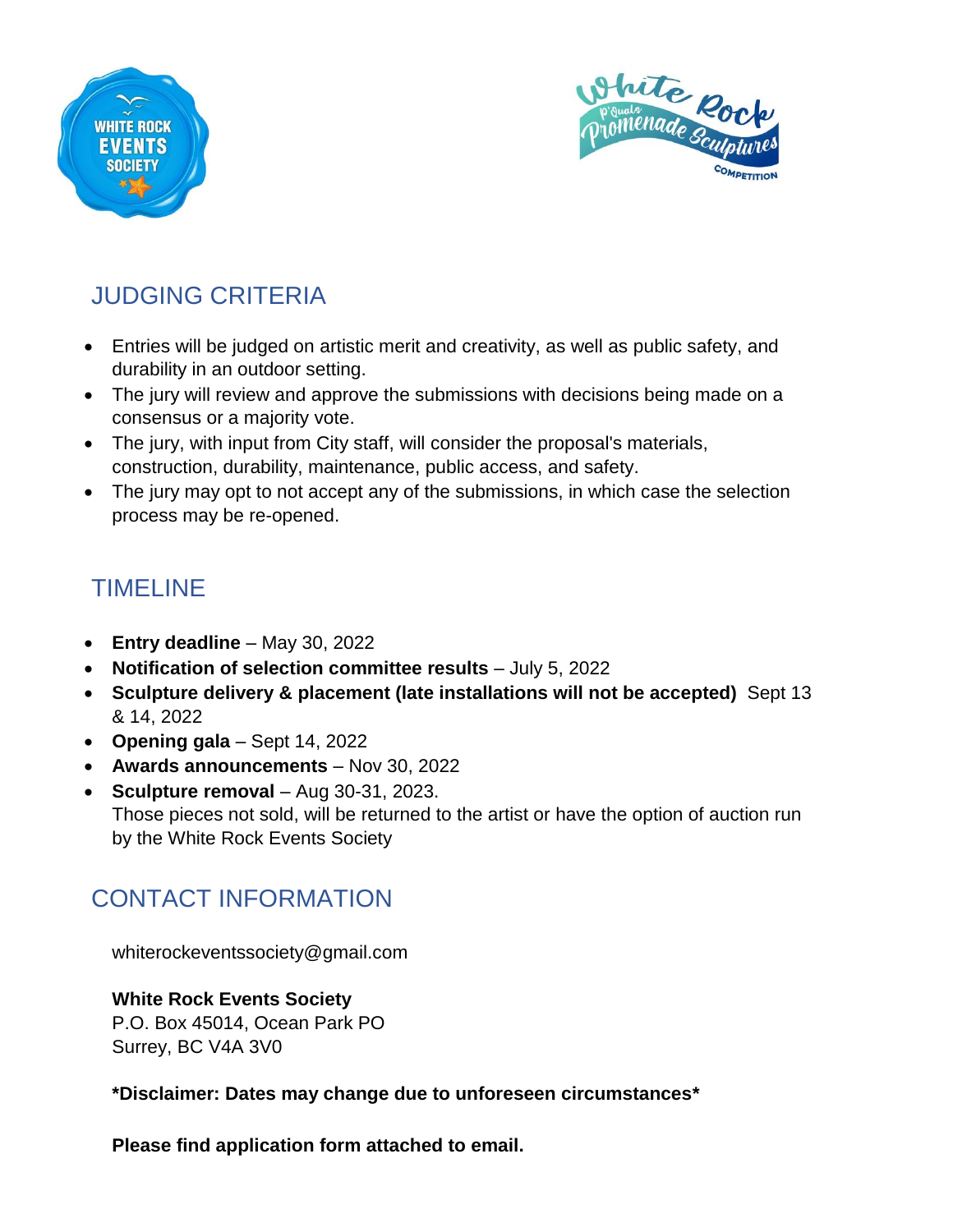## JUDGING CRITERIA

- Entries will be judged on artistic merit and creativity, as well as public safety, and durability in an outdoor setting.
- The jury will review and approve the submissions with decisions being made on a consensus or a majority vote.
- The jury, with input from City staff, will consider the proposal's materials, construction, durability, maintenance, public access, and safety.
- The jury may opt to not accept any of the submissions, in which case the selection process may be re-opened.

## TIMELINE

- **Entry deadline** – May 30, 2022
- **Notification of selection committee results** – July 5, 2022
- **Sculpture delivery & placement (late installations will not be accepted)** Sept 13 & 14, 2022
- **Opening gala** – Sept 14, 2022
- **Awards announcements** – Nov 30, 2022
- **Sculpture removal** – Aug 30-31, 2023.
  Those pieces not sold, will be returned to the artist or have the option of auction run by the White Rock Events Society

## CONTACT INFORMATION

whiterockeventssociety@gmail.com

**White Rock Events Society**
P.O. Box 45014, Ocean Park PO
Surrey, BC V4A 3V0

***Disclaimer: Dates may change due to unforeseen circumstances***

**Please find application form attached to email.**